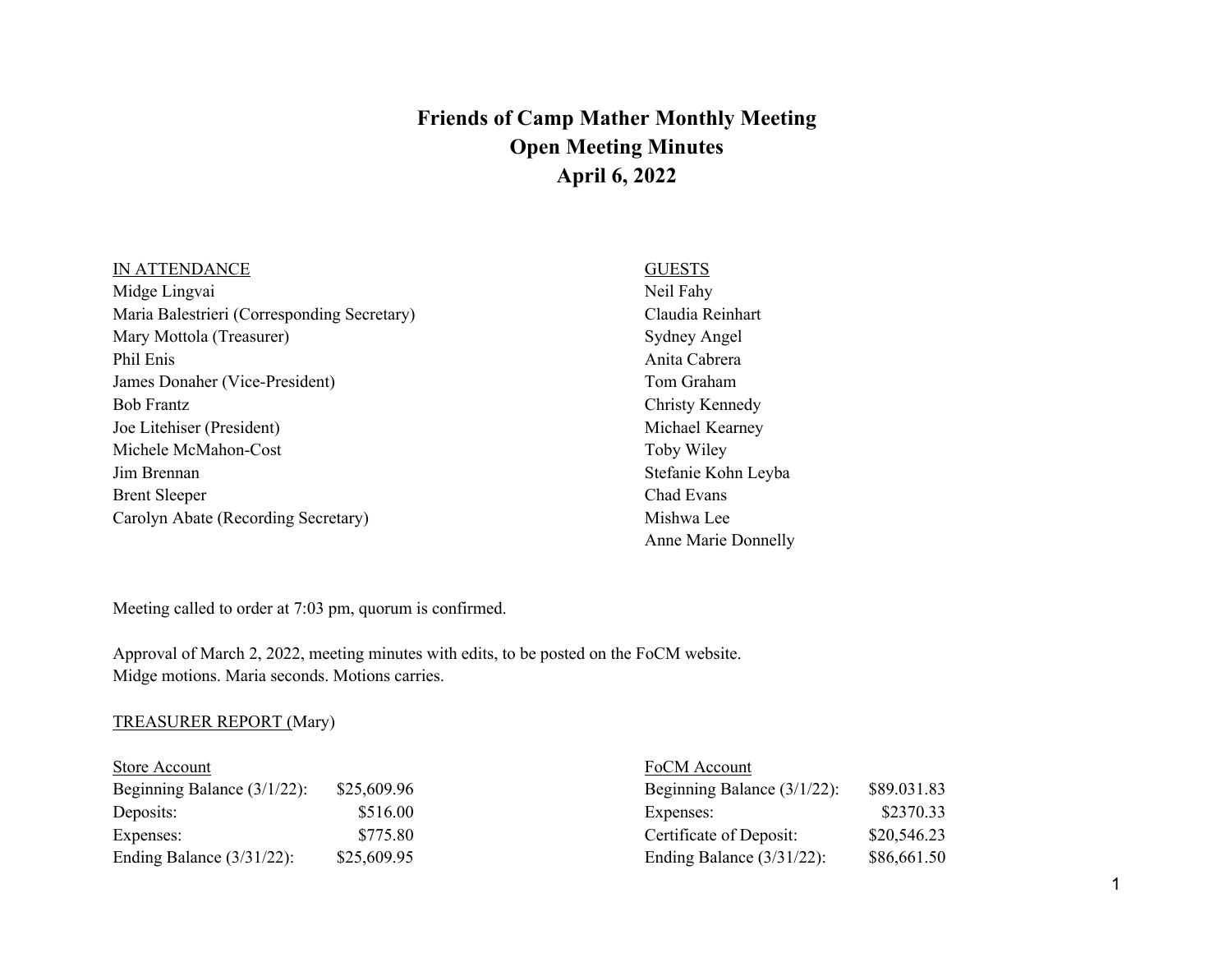# Friends of Camp Mather Monthly Meeting
## Open Meeting Minutes
## April 6, 2022

| IN ATTENDANCE | GUESTS |
|---|---|
| Midge Lingvai | Neil Fahy |
| Maria Balestrieri (Corresponding Secretary) | Claudia Reinhart |
| Mary Mottola (Treasurer) | Sydney Angel |
| Phil Enis | Anita Cabrera |
| James Donaher (Vice-President) | Tom Graham |
| Bob Frantz | Christy Kennedy |
| Joe Litehiser (President) | Michael Kearney |
| Michele McMahon-Cost | Toby Wiley |
| Jim Brennan | Stefanie Kohn Leyba |
| Brent Sleeper | Chad Evans |
| Carolyn Abate (Recording Secretary) | Mishwa Lee |
| | Anne Marie Donnelly |

Meeting called to order at 7:03 pm, quorum is confirmed.

Approval of March 2, 2022, meeting minutes with edits, to be posted on the FoCM website.
Midge motions. Maria seconds. Motions carries.

TREASURER REPORT (Mary)

| Store Account | |
|---|---|
| Beginning Balance (3/1/22): | $25,609.96 |
| Deposits: | $516.00 |
| Expenses: | $775.80 |
| Ending Balance (3/31/22): | $25,609.95 |

| FoCM Account | |
|---|---|
| Beginning Balance (3/1/22): | $89.031.83 |
| Expenses: | $2370.33 |
| Certificate of Deposit: | $20,546.23 |
| Ending Balance (3/31/22): | $86,661.50 |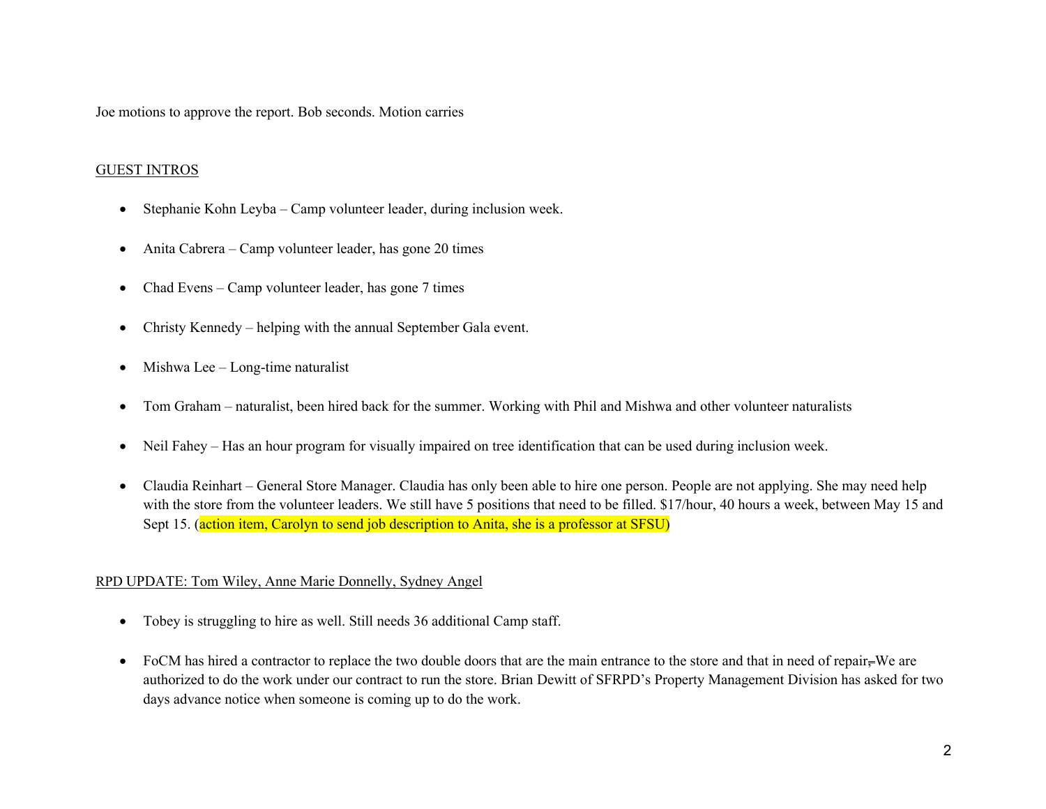Joe motions to approve the report. Bob seconds. Motion carries

## GUEST INTROS

- Stephanie Kohn Leyba – Camp volunteer leader, during inclusion week.
- Anita Cabrera – Camp volunteer leader, has gone 20 times
- Chad Evens – Camp volunteer leader, has gone 7 times
- Christy Kennedy – helping with the annual September Gala event.
- Mishwa Lee – Long-time naturalist
- Tom Graham – naturalist, been hired back for the summer. Working with Phil and Mishwa and other volunteer naturalists
- Neil Fahey – Has an hour program for visually impaired on tree identification that can be used during inclusion week.
- Claudia Reinhart – General Store Manager. Claudia has only been able to hire one person. People are not applying. She may need help with the store from the volunteer leaders. We still have 5 positions that need to be filled. $17/hour, 40 hours a week, between May 15 and Sept 15. (action item, Carolyn to send job description to Anita, she is a professor at SFSU)

## RPD UPDATE: Tom Wiley, Anne Marie Donnelly, Sydney Angel

- Tobey is struggling to hire as well. Still needs 36 additional Camp staff.
- FoCM has hired a contractor to replace the two double doors that are the main entrance to the store and that in need of repair. We are authorized to do the work under our contract to run the store. Brian Dewitt of SFRPD's Property Management Division has asked for two days advance notice when someone is coming up to do the work.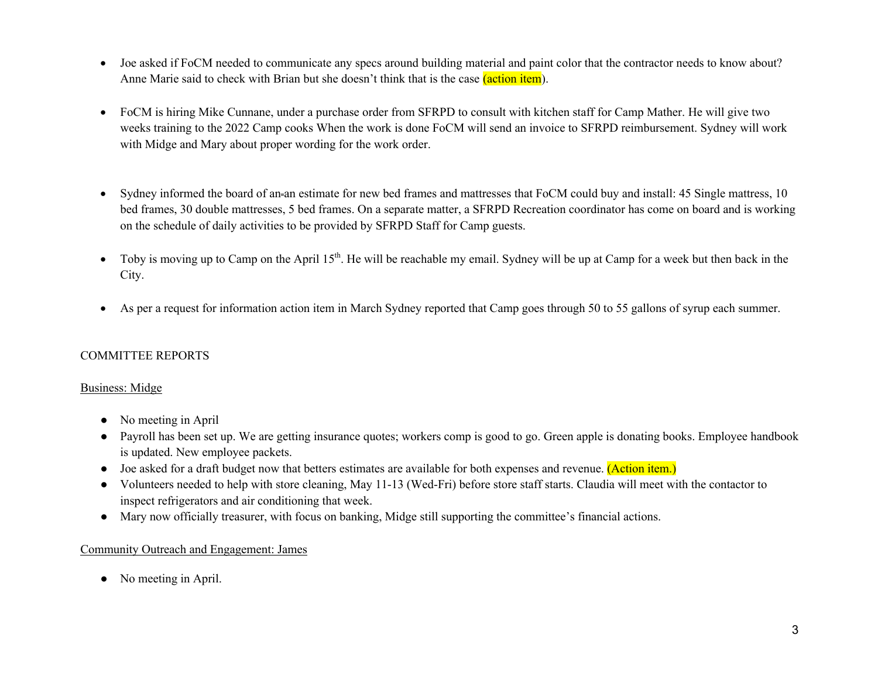- Joe asked if FoCM needed to communicate any specs around building material and paint color that the contractor needs to know about? Anne Marie said to check with Brian but she doesn't think that is the case (action item).

- FoCM is hiring Mike Cunnane, under a purchase order from SFRPD to consult with kitchen staff for Camp Mather. He will give two weeks training to the 2022 Camp cooks When the work is done FoCM will send an invoice to SFRPD reimbursement. Sydney will work with Midge and Mary about proper wording for the work order.

- Sydney informed the board of an an estimate for new bed frames and mattresses that FoCM could buy and install: 45 Single mattress, 10 bed frames, 30 double mattresses, 5 bed frames. On a separate matter, a SFRPD Recreation coordinator has come on board and is working on the schedule of daily activities to be provided by SFRPD Staff for Camp guests.

- Toby is moving up to Camp on the April 15th. He will be reachable my email. Sydney will be up at Camp for a week but then back in the City.

- As per a request for information action item in March Sydney reported that Camp goes through 50 to 55 gallons of syrup each summer.

COMMITTEE REPORTS

Business: Midge

- No meeting in April
- Payroll has been set up. We are getting insurance quotes; workers comp is good to go. Green apple is donating books. Employee handbook is updated. New employee packets.
- Joe asked for a draft budget now that betters estimates are available for both expenses and revenue. (Action item.)
- Volunteers needed to help with store cleaning, May 11-13 (Wed-Fri) before store staff starts. Claudia will meet with the contactor to inspect refrigerators and air conditioning that week.
- Mary now officially treasurer, with focus on banking, Midge still supporting the committee's financial actions.

Community Outreach and Engagement: James

- No meeting in April.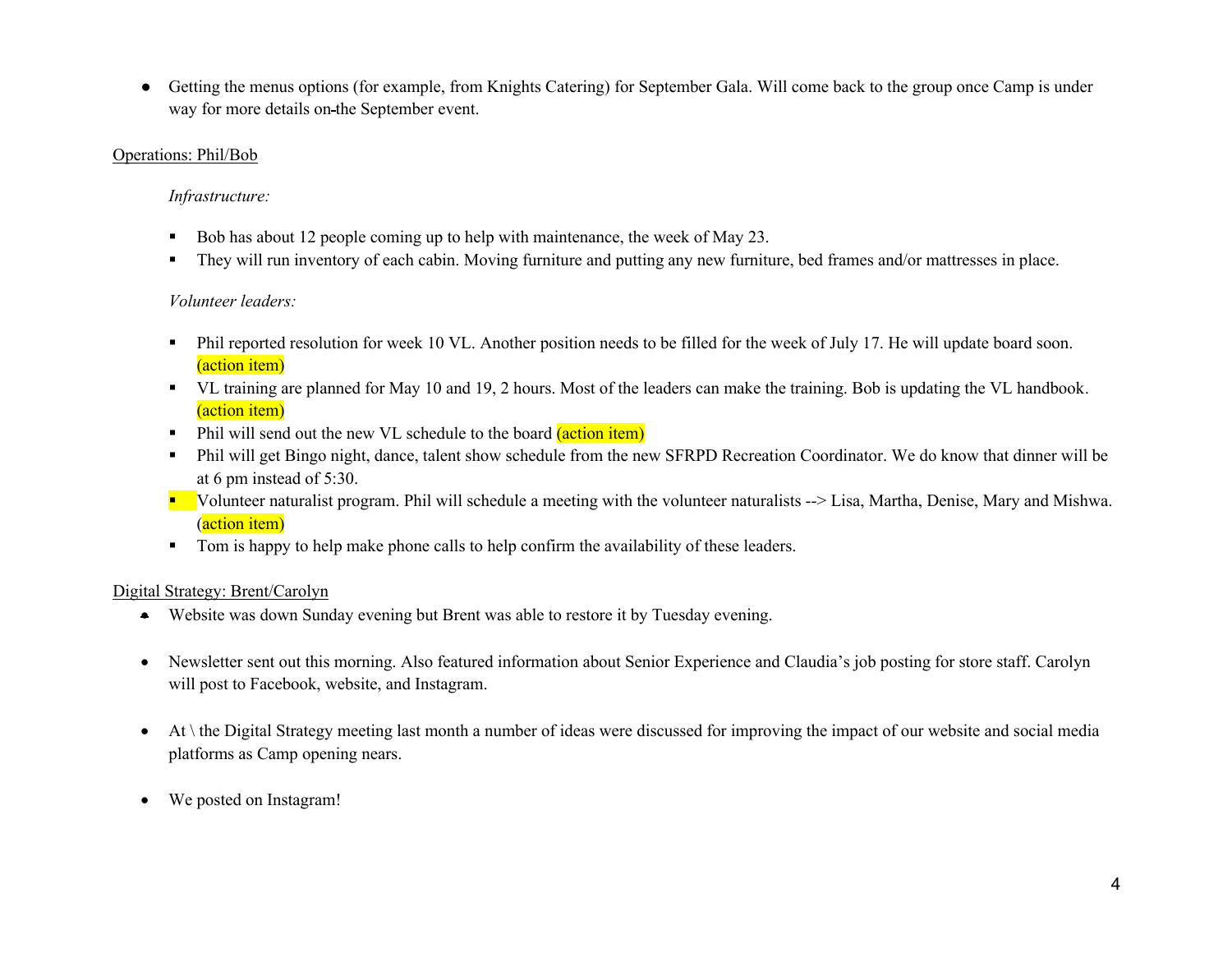- Getting the menus options (for example, from Knights Catering) for September Gala. Will come back to the group once Camp is under way for more details on the September event.

Operations: Phil/Bob

*Infrastructure:*

- Bob has about 12 people coming up to help with maintenance, the week of May 23.
- They will run inventory of each cabin. Moving furniture and putting any new furniture, bed frames and/or mattresses in place.

*Volunteer leaders:*

- Phil reported resolution for week 10 VL. Another position needs to be filled for the week of July 17. He will update board soon. (action item)
- VL training are planned for May 10 and 19, 2 hours. Most of the leaders can make the training. Bob is updating the VL handbook. (action item)
- Phil will send out the new VL schedule to the board (action item)
- Phil will get Bingo night, dance, talent show schedule from the new SFRPD Recreation Coordinator. We do know that dinner will be at 6 pm instead of 5:30.
- Volunteer naturalist program. Phil will schedule a meeting with the volunteer naturalists --> Lisa, Martha, Denise, Mary and Mishwa. (action item)
- Tom is happy to help make phone calls to help confirm the availability of these leaders.

Digital Strategy: Brent/Carolyn

- Website was down Sunday evening but Brent was able to restore it by Tuesday evening.

- Newsletter sent out this morning. Also featured information about Senior Experience and Claudia's job posting for store staff. Carolyn will post to Facebook, website, and Instagram.

- At \ the Digital Strategy meeting last month a number of ideas were discussed for improving the impact of our website and social media platforms as Camp opening nears.

- We posted on Instagram!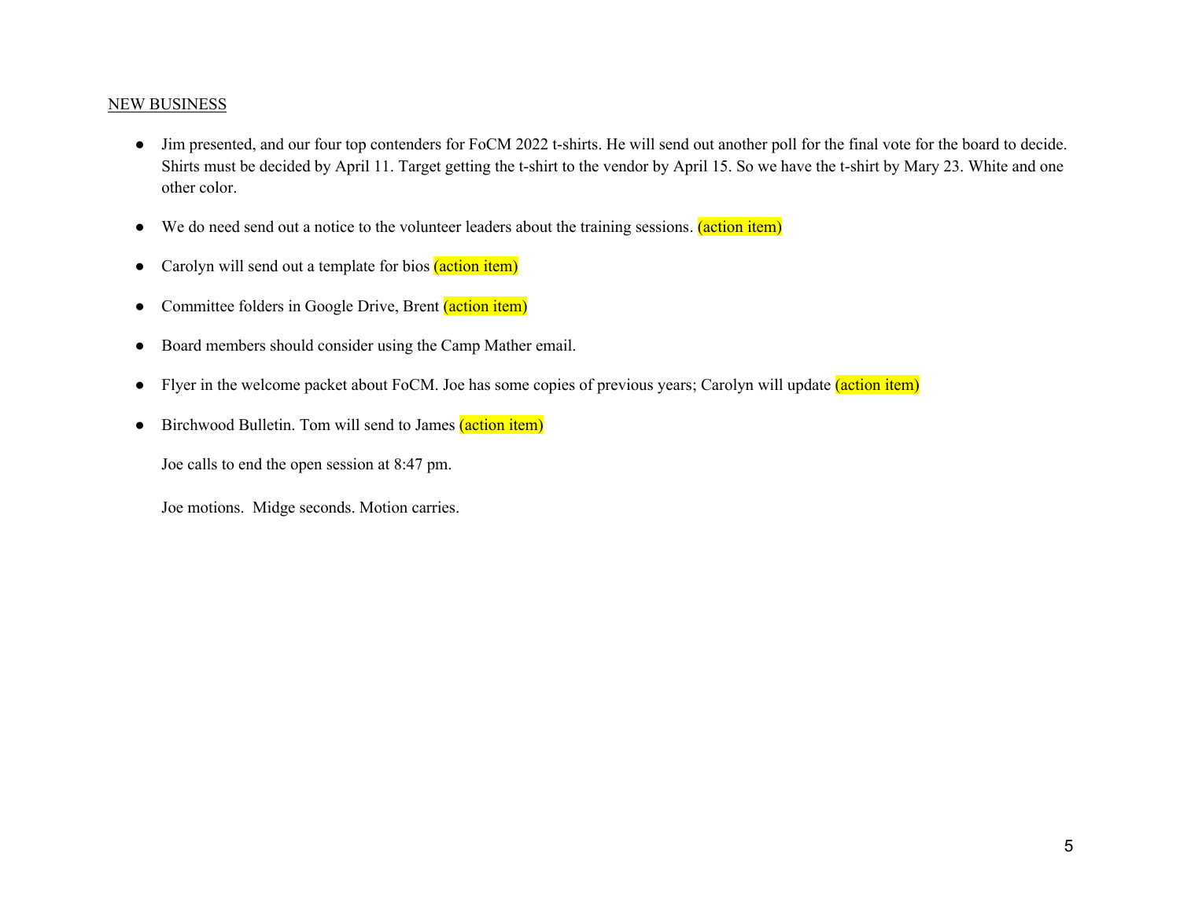<u>NEW BUSINESS</u>

- Jim presented, and our four top contenders for FoCM 2022 t-shirts. He will send out another poll for the final vote for the board to decide. Shirts must be decided by April 11. Target getting the t-shirt to the vendor by April 15. So we have the t-shirt by Mary 23. White and one other color.
- We do need send out a notice to the volunteer leaders about the training sessions. (action item)
- Carolyn will send out a template for bios (action item)
- Committee folders in Google Drive, Brent (action item)
- Board members should consider using the Camp Mather email.
- Flyer in the welcome packet about FoCM. Joe has some copies of previous years; Carolyn will update (action item)
- Birchwood Bulletin. Tom will send to James (action item)

Joe calls to end the open session at 8:47 pm.

Joe motions. Midge seconds. Motion carries.